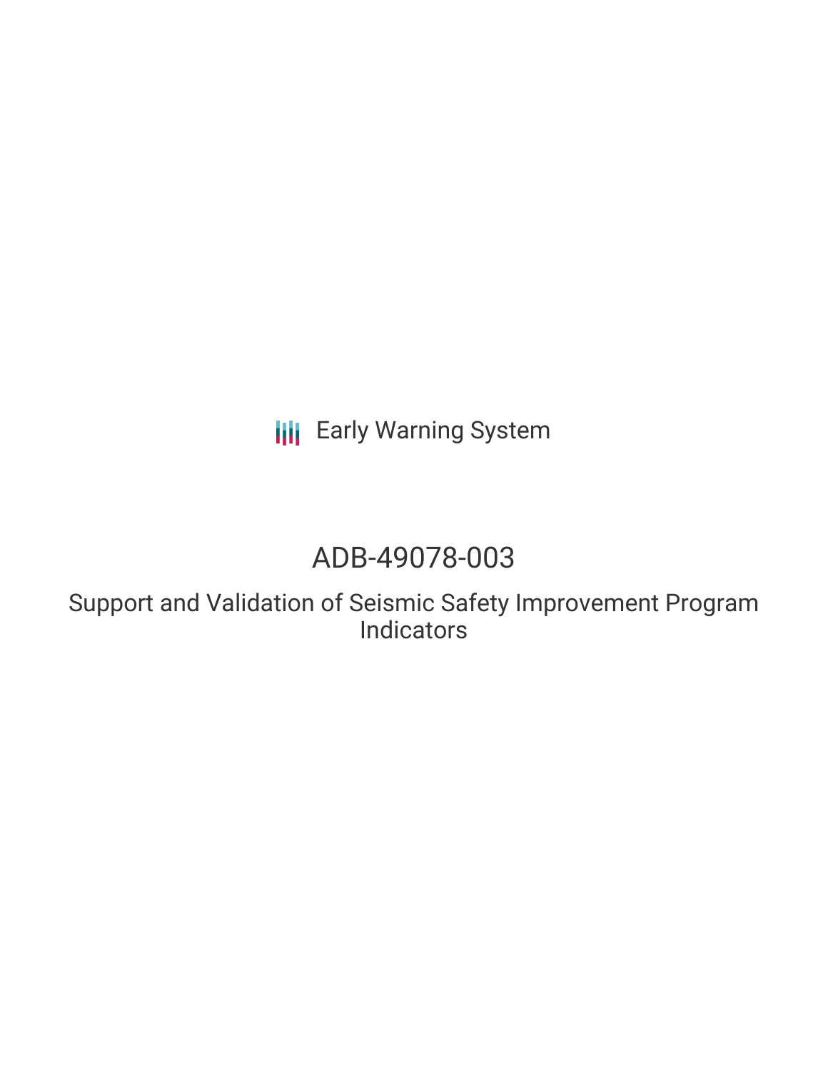Early Warning System

# ADB-49078-003

## Support and Validation of Seismic Safety Improvement Program Indicators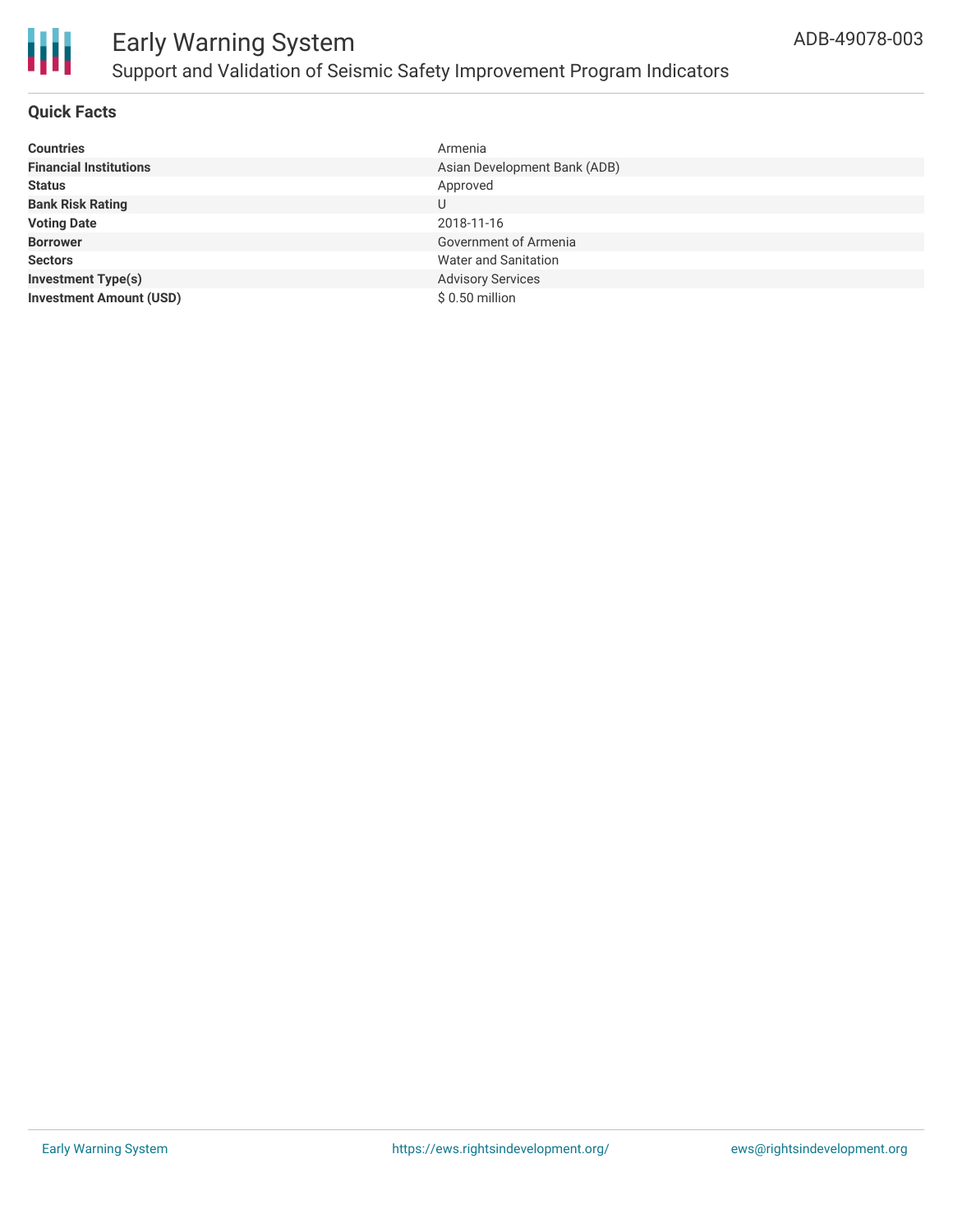# Early Warning System

## Support and Validation of Seismic Safety Improvement Program Indicators

ADB-49078-003

### Quick Facts

| | |
|---|---|
| **Countries** | Armenia |
| **Financial Institutions** | Asian Development Bank (ADB) |
| **Status** | Approved |
| **Bank Risk Rating** | U |
| **Voting Date** | 2018-11-16 |
| **Borrower** | Government of Armenia |
| **Sectors** | Water and Sanitation |
| **Investment Type(s)** | Advisory Services |
| **Investment Amount (USD)** | $ 0.50 million |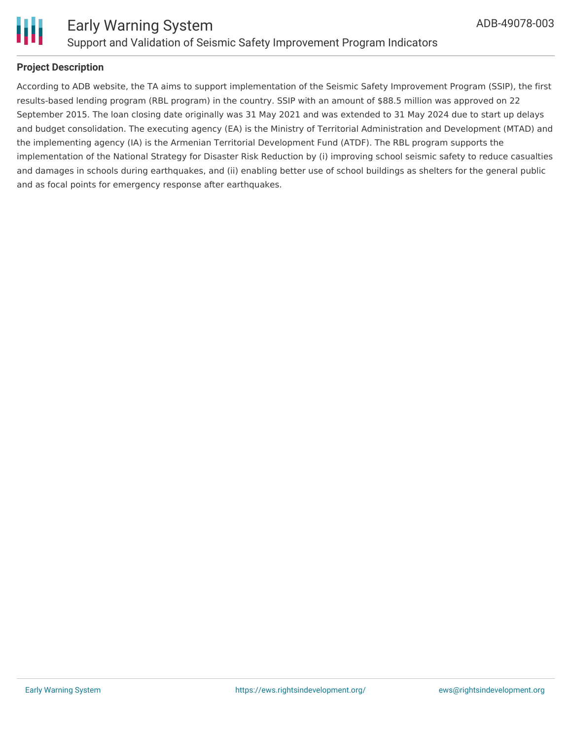**Project Description**

According to ADB website, the TA aims to support implementation of the Seismic Safety Improvement Program (SSIP), the first results-based lending program (RBL program) in the country. SSIP with an amount of $88.5 million was approved on 22 September 2015. The loan closing date originally was 31 May 2021 and was extended to 31 May 2024 due to start up delays and budget consolidation. The executing agency (EA) is the Ministry of Territorial Administration and Development (MTAD) and the implementing agency (IA) is the Armenian Territorial Development Fund (ATDF). The RBL program supports the implementation of the National Strategy for Disaster Risk Reduction by (i) improving school seismic safety to reduce casualties and damages in schools during earthquakes, and (ii) enabling better use of school buildings as shelters for the general public and as focal points for emergency response after earthquakes.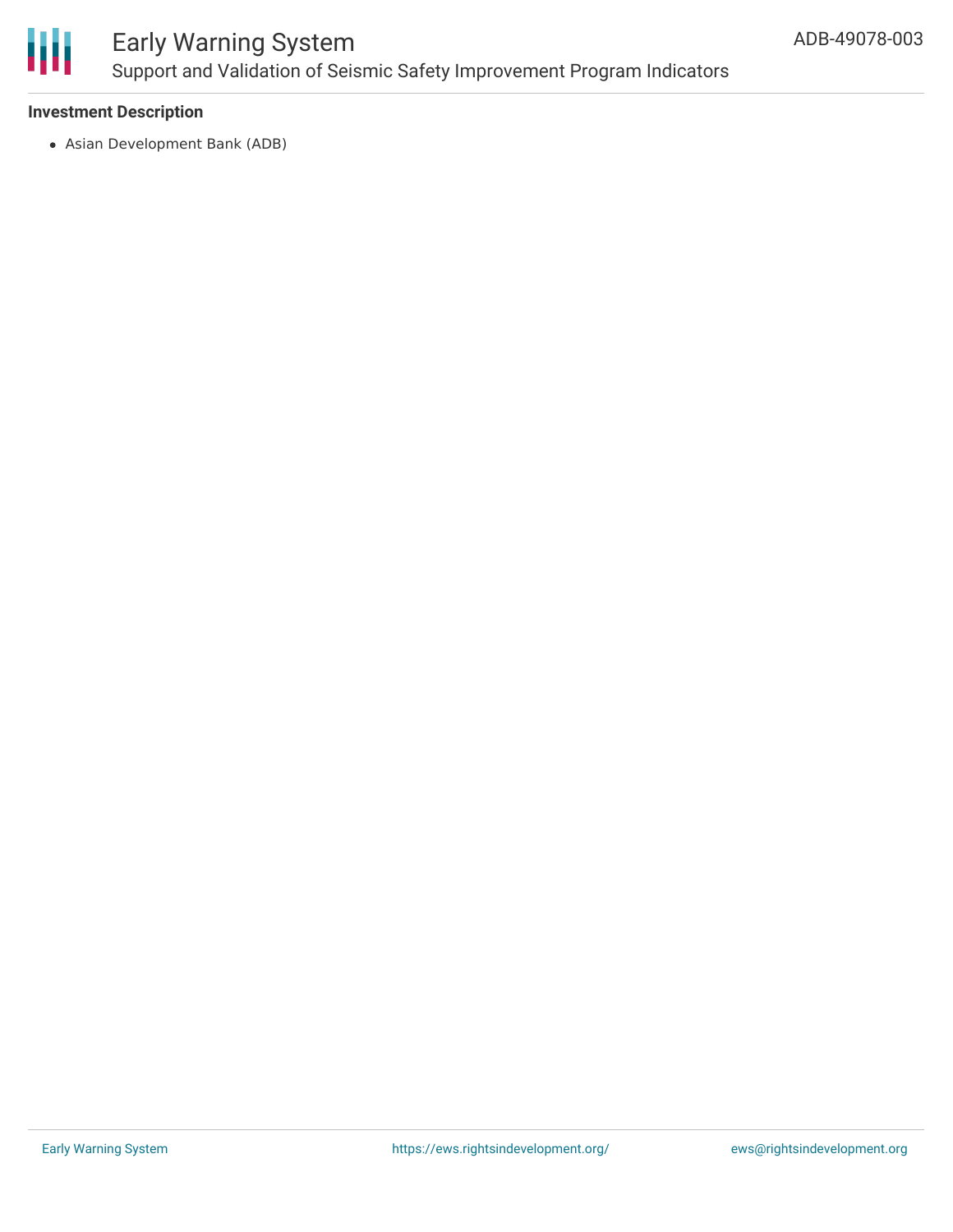### Investment Description

- Asian Development Bank (ADB)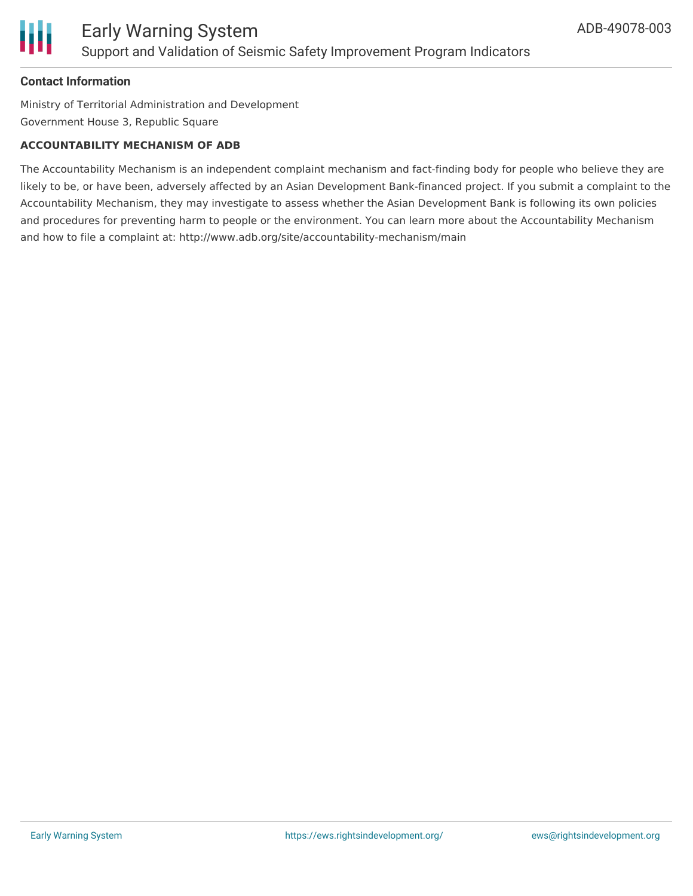**Contact Information**

Ministry of Territorial Administration and Development
Government House 3, Republic Square

**ACCOUNTABILITY MECHANISM OF ADB**

The Accountability Mechanism is an independent complaint mechanism and fact-finding body for people who believe they are likely to be, or have been, adversely affected by an Asian Development Bank-financed project. If you submit a complaint to the Accountability Mechanism, they may investigate to assess whether the Asian Development Bank is following its own policies and procedures for preventing harm to people or the environment. You can learn more about the Accountability Mechanism and how to file a complaint at: http://www.adb.org/site/accountability-mechanism/main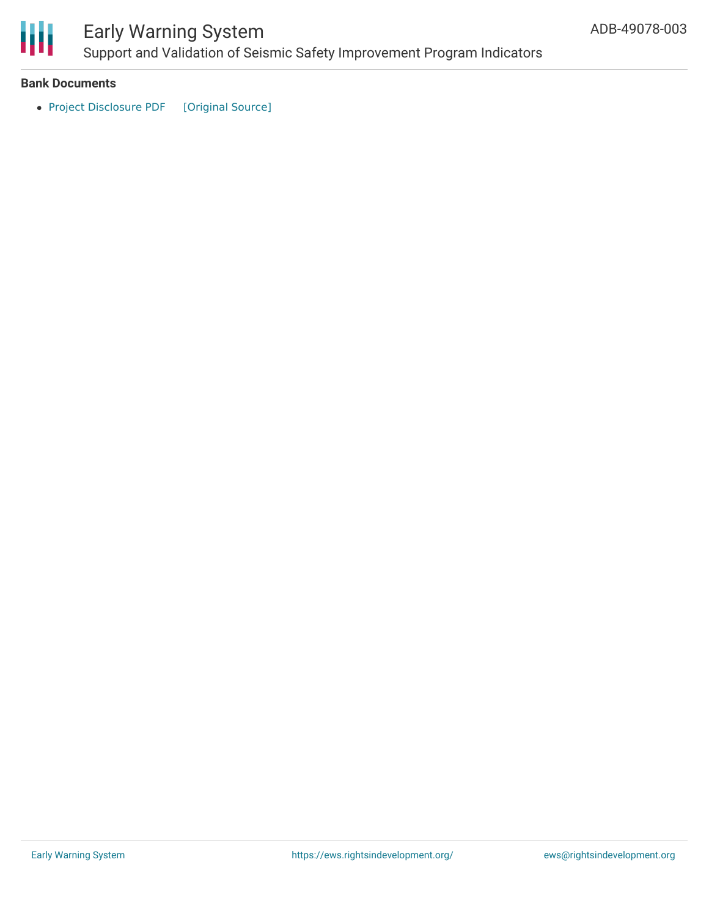### Bank Documents

- Project Disclosure PDF [Original Source]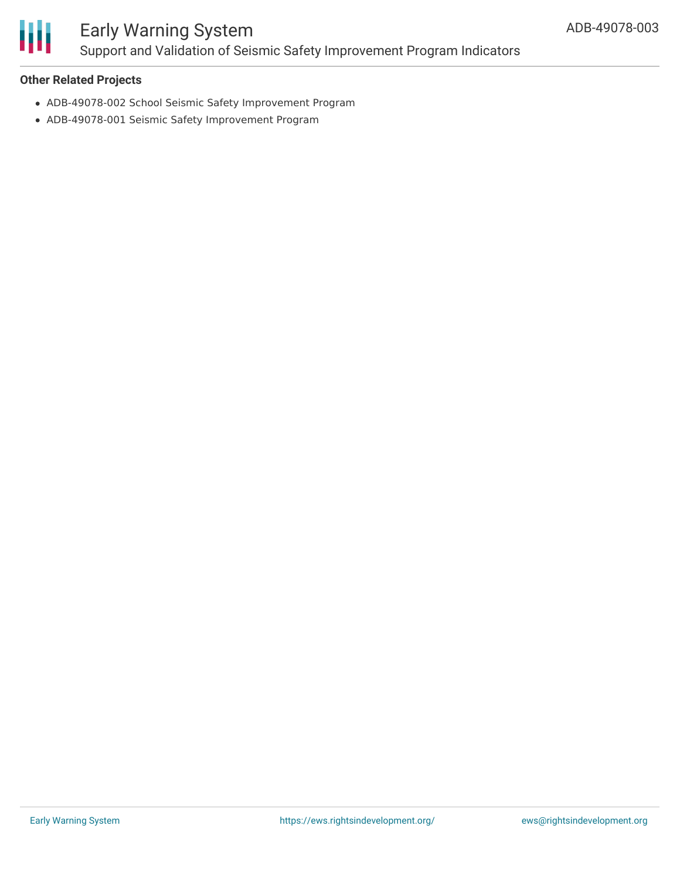**Other Related Projects**

- ADB-49078-002 School Seismic Safety Improvement Program
- ADB-49078-001 Seismic Safety Improvement Program